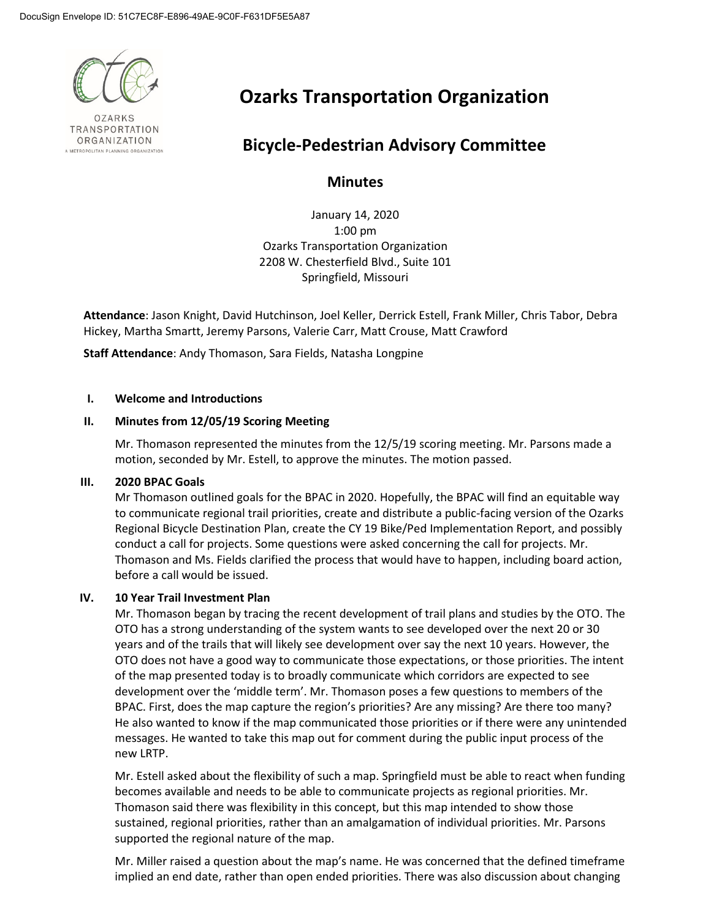DocuSign Envelope ID: 51C7EC8F-E896-49AE-9C0F-F631DF5E5A87

OZARKS TRANSPORTATION ORGANIZATION
A METROPOLITAN PLANNING ORGANIZATION

# Ozarks Transportation Organization

## Bicycle-Pedestrian Advisory Committee

### Minutes

January 14, 2020
1:00 pm
Ozarks Transportation Organization
2208 W. Chesterfield Blvd., Suite 101
Springfield, Missouri

**Attendance**: Jason Knight, David Hutchinson, Joel Keller, Derrick Estell, Frank Miller, Chris Tabor, Debra Hickey, Martha Smartt, Jeremy Parsons, Valerie Carr, Matt Crouse, Matt Crawford

**Staff Attendance**: Andy Thomason, Sara Fields, Natasha Longpine

**I. Welcome and Introductions**

**II. Minutes from 12/05/19 Scoring Meeting**

Mr. Thomason represented the minutes from the 12/5/19 scoring meeting. Mr. Parsons made a motion, seconded by Mr. Estell, to approve the minutes. The motion passed.

**III. 2020 BPAC Goals**

Mr Thomason outlined goals for the BPAC in 2020. Hopefully, the BPAC will find an equitable way to communicate regional trail priorities, create and distribute a public-facing version of the Ozarks Regional Bicycle Destination Plan, create the CY 19 Bike/Ped Implementation Report, and possibly conduct a call for projects. Some questions were asked concerning the call for projects. Mr. Thomason and Ms. Fields clarified the process that would have to happen, including board action, before a call would be issued.

**IV. 10 Year Trail Investment Plan**

Mr. Thomason began by tracing the recent development of trail plans and studies by the OTO. The OTO has a strong understanding of the system wants to see developed over the next 20 or 30 years and of the trails that will likely see development over say the next 10 years. However, the OTO does not have a good way to communicate those expectations, or those priorities. The intent of the map presented today is to broadly communicate which corridors are expected to see development over the 'middle term'. Mr. Thomason poses a few questions to members of the BPAC. First, does the map capture the region's priorities? Are any missing? Are there too many? He also wanted to know if the map communicated those priorities or if there were any unintended messages. He wanted to take this map out for comment during the public input process of the new LRTP.

Mr. Estell asked about the flexibility of such a map. Springfield must be able to react when funding becomes available and needs to be able to communicate projects as regional priorities. Mr. Thomason said there was flexibility in this concept, but this map intended to show those sustained, regional priorities, rather than an amalgamation of individual priorities. Mr. Parsons supported the regional nature of the map.

Mr. Miller raised a question about the map's name. He was concerned that the defined timeframe implied an end date, rather than open ended priorities. There was also discussion about changing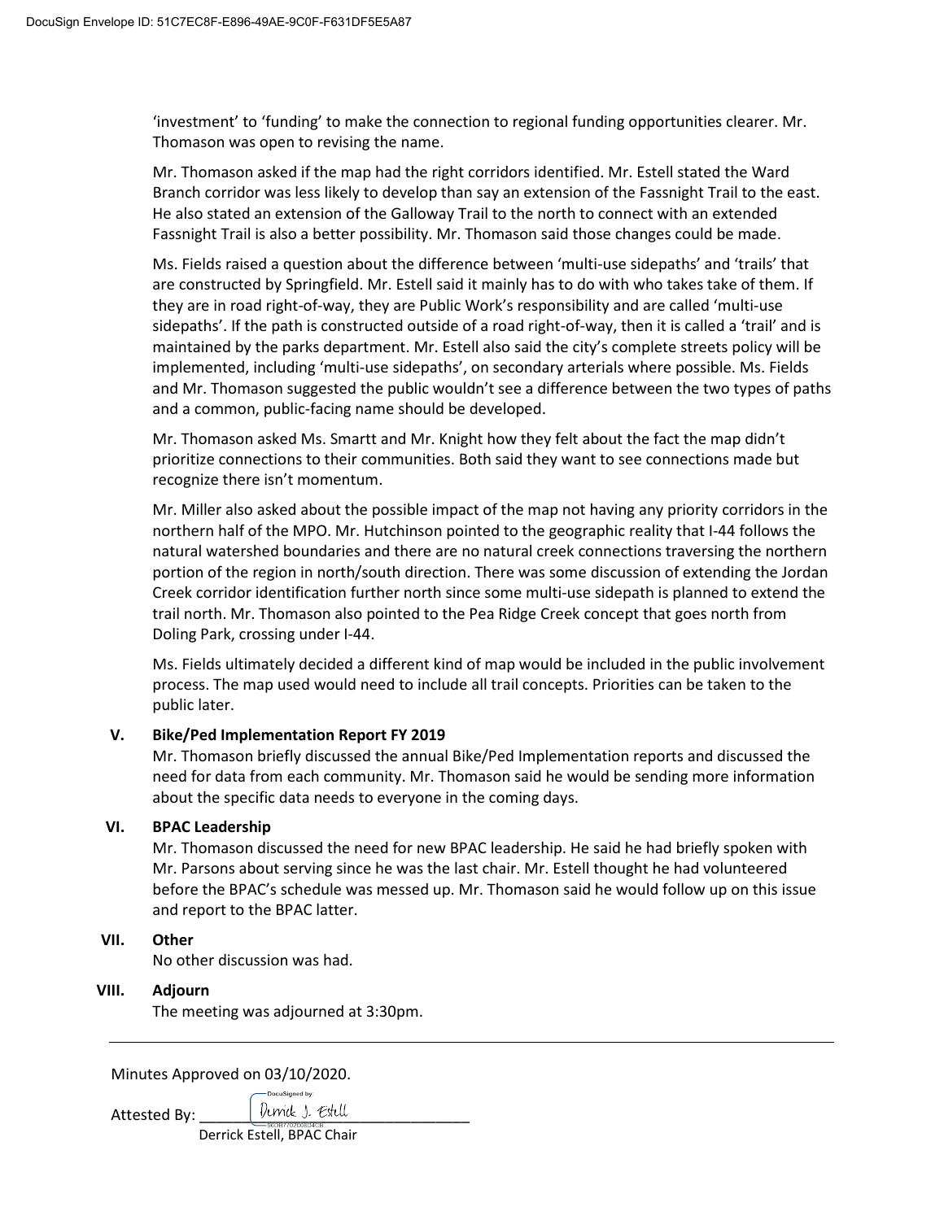'investment' to 'funding' to make the connection to regional funding opportunities clearer. Mr. Thomason was open to revising the name.

Mr. Thomason asked if the map had the right corridors identified. Mr. Estell stated the Ward Branch corridor was less likely to develop than say an extension of the Fassnight Trail to the east. He also stated an extension of the Galloway Trail to the north to connect with an extended Fassnight Trail is also a better possibility. Mr. Thomason said those changes could be made.

Ms. Fields raised a question about the difference between 'multi-use sidepaths' and 'trails' that are constructed by Springfield. Mr. Estell said it mainly has to do with who takes take of them. If they are in road right-of-way, they are Public Work's responsibility and are called 'multi-use sidepaths'. If the path is constructed outside of a road right-of-way, then it is called a 'trail' and is maintained by the parks department. Mr. Estell also said the city's complete streets policy will be implemented, including 'multi-use sidepaths', on secondary arterials where possible. Ms. Fields and Mr. Thomason suggested the public wouldn't see a difference between the two types of paths and a common, public-facing name should be developed.

Mr. Thomason asked Ms. Smartt and Mr. Knight how they felt about the fact the map didn't prioritize connections to their communities. Both said they want to see connections made but recognize there isn't momentum.

Mr. Miller also asked about the possible impact of the map not having any priority corridors in the northern half of the MPO. Mr. Hutchinson pointed to the geographic reality that I-44 follows the natural watershed boundaries and there are no natural creek connections traversing the northern portion of the region in north/south direction. There was some discussion of extending the Jordan Creek corridor identification further north since some multi-use sidepath is planned to extend the trail north. Mr. Thomason also pointed to the Pea Ridge Creek concept that goes north from Doling Park, crossing under I-44.

Ms. Fields ultimately decided a different kind of map would be included in the public involvement process. The map used would need to include all trail concepts. Priorities can be taken to the public later.

## V. Bike/Ped Implementation Report FY 2019

Mr. Thomason briefly discussed the annual Bike/Ped Implementation reports and discussed the need for data from each community. Mr. Thomason said he would be sending more information about the specific data needs to everyone in the coming days.

## VI. BPAC Leadership

Mr. Thomason discussed the need for new BPAC leadership. He said he had briefly spoken with Mr. Parsons about serving since he was the last chair. Mr. Estell thought he had volunteered before the BPAC's schedule was messed up. Mr. Thomason said he would follow up on this issue and report to the BPAC latter.

## VII. Other

No other discussion was had.

## VIII. Adjourn

The meeting was adjourned at 3:30pm.

---

Minutes Approved on 03/10/2020.

Attested By: Derrick J. Estell

Derrick Estell, BPAC Chair